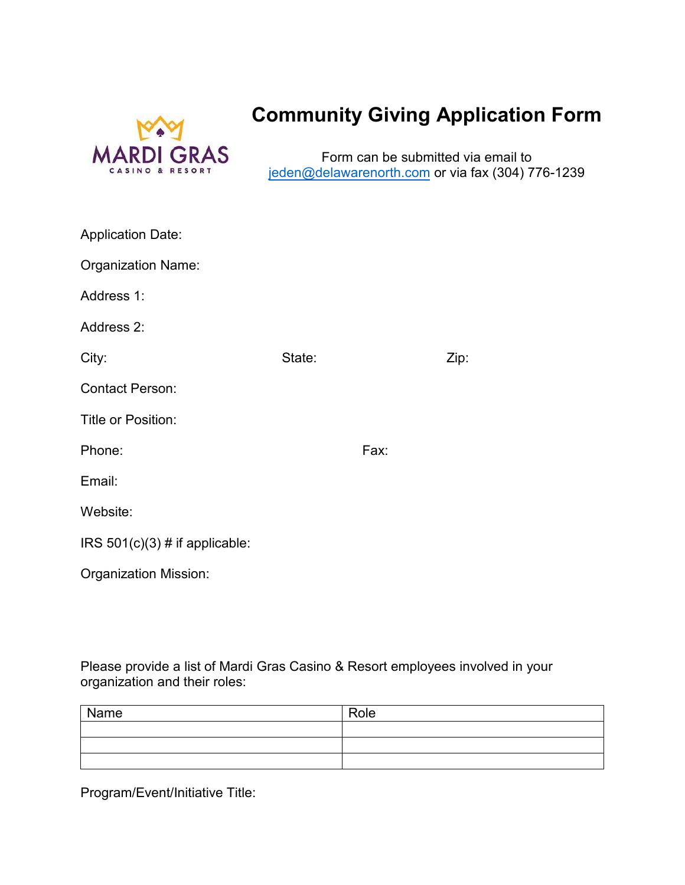MARDI GRAS
CASINO & RESORT

# Community Giving Application Form

Form can be submitted via email to jeden@delawarenorth.com or via fax (304) 776-1239

Application Date:

Organization Name:

Address 1:

Address 2:

City: State: Zip:

Contact Person:

Title or Position:

Phone: Fax:

Email:

Website:

IRS 501(c)(3) # if applicable:

Organization Mission:

Please provide a list of Mardi Gras Casino & Resort employees involved in your organization and their roles:

| Name | Role |
| --- | --- |
| | |
| | |
| | |

Program/Event/Initiative Title: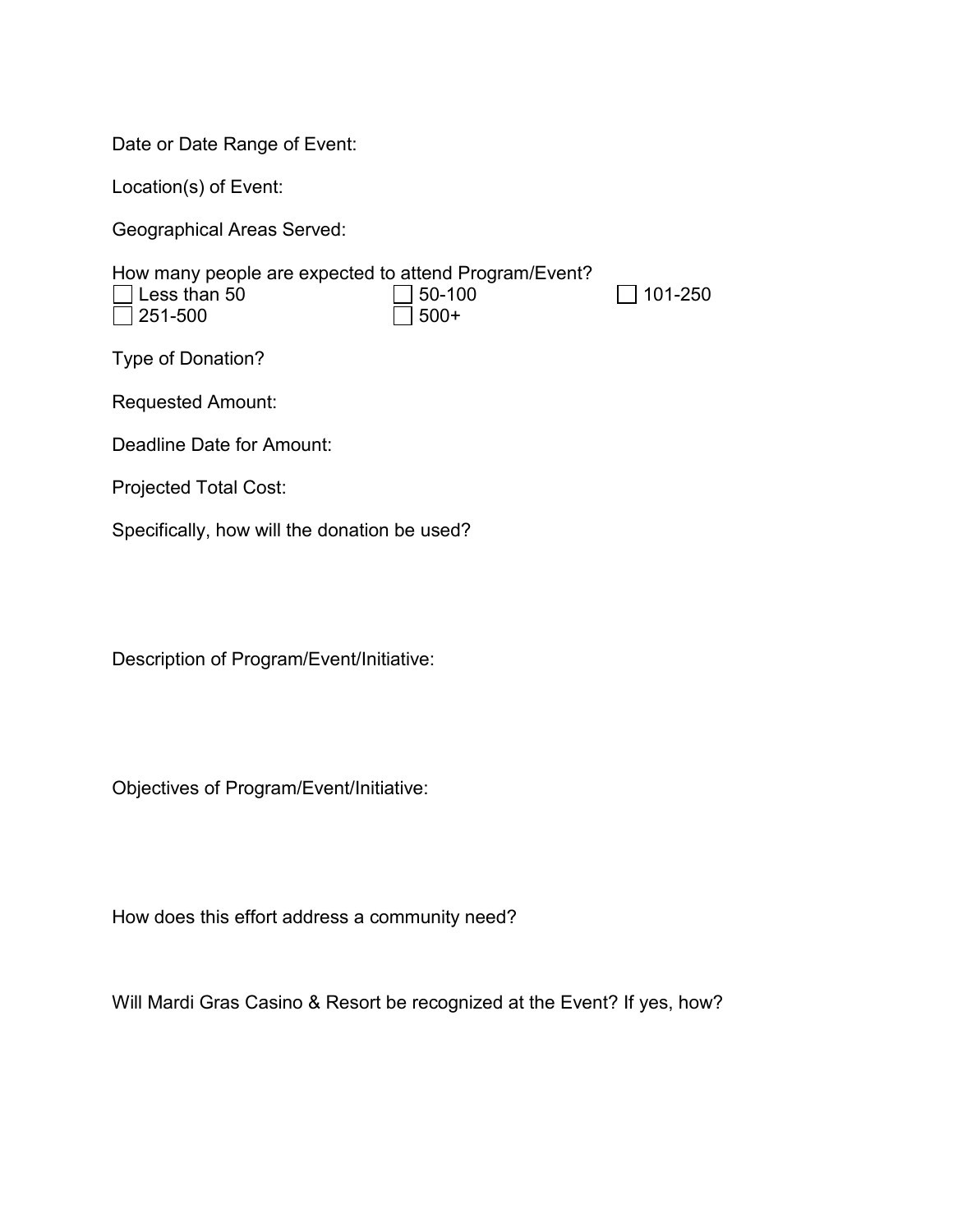Date or Date Range of Event:

Location(s) of Event:

Geographical Areas Served:

How many people are expected to attend Program/Event?

- [ ] Less than 50
- [ ] 50-100
- [ ] 101-250
- [ ] 251-500
- [ ] 500+

Type of Donation?

Requested Amount:

Deadline Date for Amount:

Projected Total Cost:

Specifically, how will the donation be used?

Description of Program/Event/Initiative:

Objectives of Program/Event/Initiative:

How does this effort address a community need?

Will Mardi Gras Casino & Resort be recognized at the Event? If yes, how?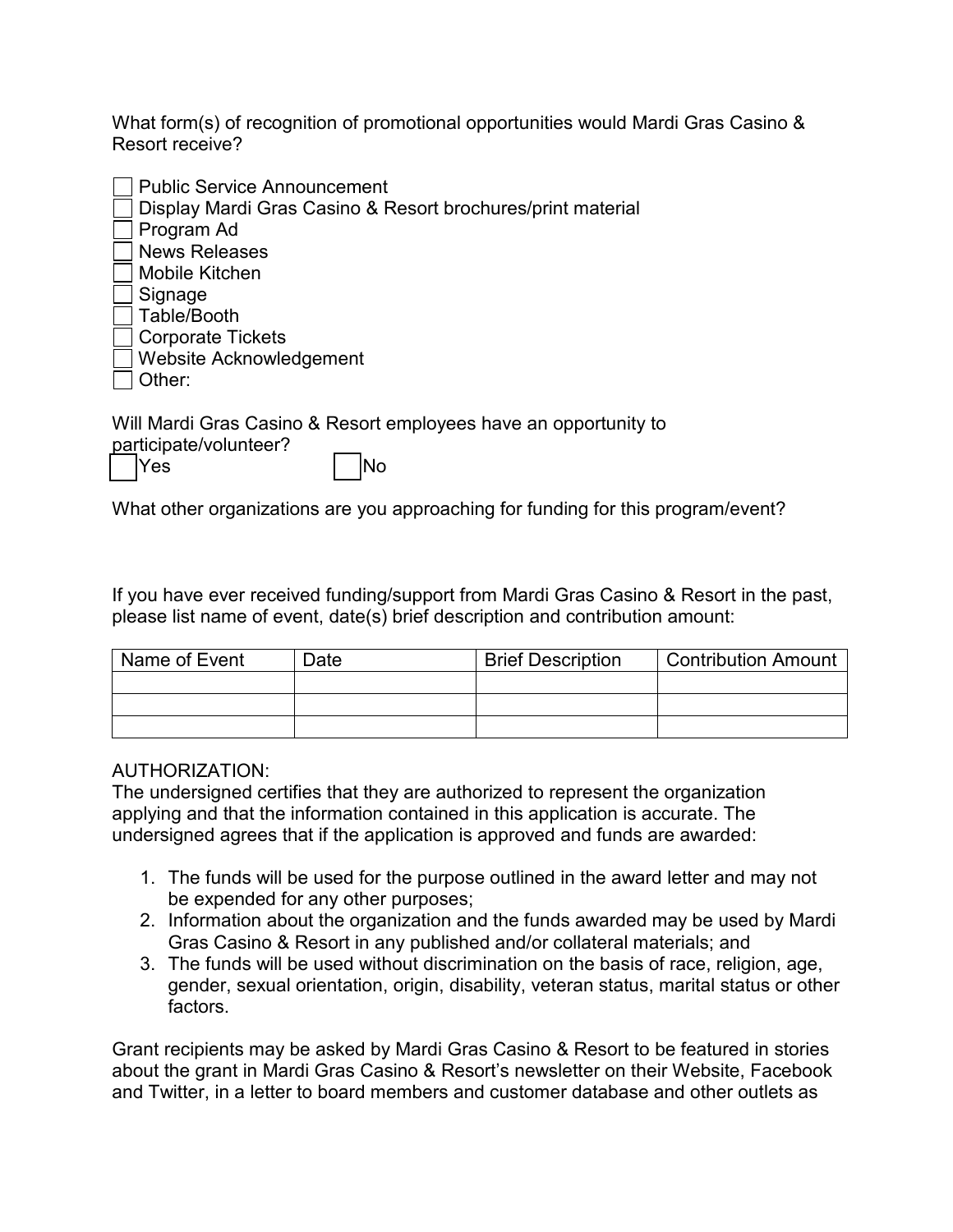What form(s) of recognition of promotional opportunities would Mardi Gras Casino & Resort receive?

- [ ] Public Service Announcement
- [ ] Display Mardi Gras Casino & Resort brochures/print material
- [ ] Program Ad
- [ ] News Releases
- [ ] Mobile Kitchen
- [ ] Signage
- [ ] Table/Booth
- [ ] Corporate Tickets
- [ ] Website Acknowledgement
- [ ] Other:

Will Mardi Gras Casino & Resort employees have an opportunity to participate/volunteer?

- [ ] Yes
- [ ] No

What other organizations are you approaching for funding for this program/event?

If you have ever received funding/support from Mardi Gras Casino & Resort in the past, please list name of event, date(s) brief description and contribution amount:

| Name of Event | Date | Brief Description | Contribution Amount |
|---|---|---|---|
| | | | |
| | | | |
| | | | |

AUTHORIZATION:
The undersigned certifies that they are authorized to represent the organization applying and that the information contained in this application is accurate. The undersigned agrees that if the application is approved and funds are awarded:

1. The funds will be used for the purpose outlined in the award letter and may not be expended for any other purposes;
2. Information about the organization and the funds awarded may be used by Mardi Gras Casino & Resort in any published and/or collateral materials; and
3. The funds will be used without discrimination on the basis of race, religion, age, gender, sexual orientation, origin, disability, veteran status, marital status or other factors.

Grant recipients may be asked by Mardi Gras Casino & Resort to be featured in stories about the grant in Mardi Gras Casino & Resort's newsletter on their Website, Facebook and Twitter, in a letter to board members and customer database and other outlets as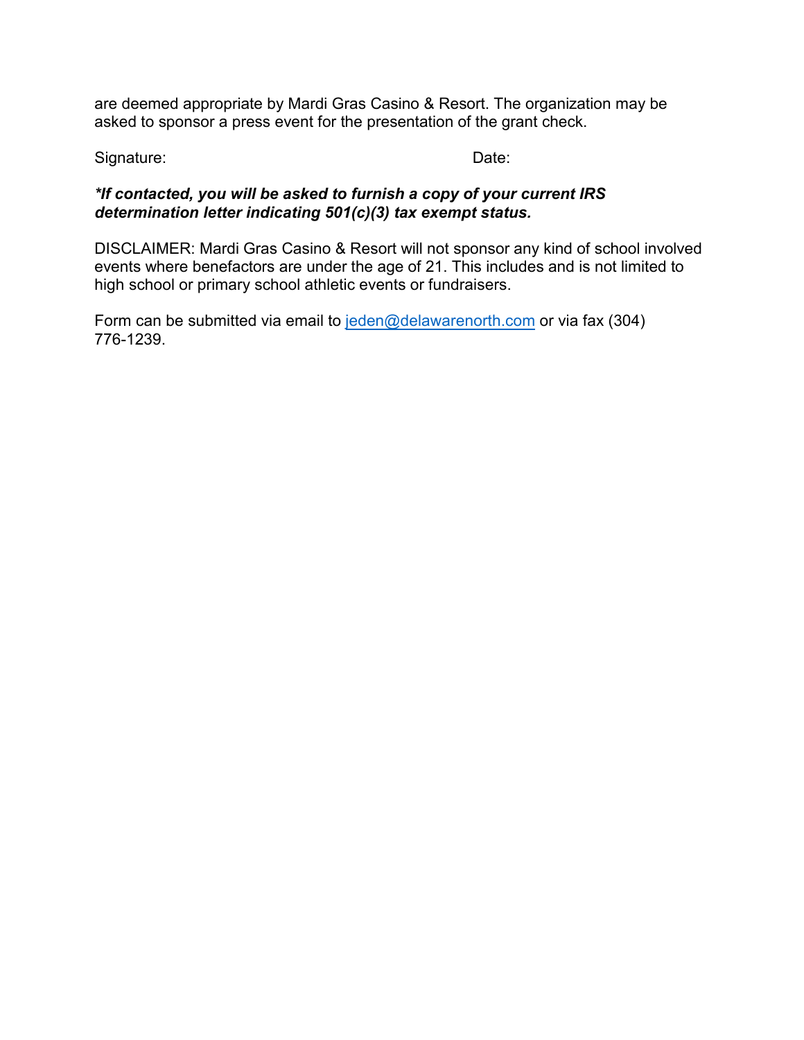are deemed appropriate by Mardi Gras Casino & Resort. The organization may be asked to sponsor a press event for the presentation of the grant check.

Signature: Date:

***If contacted, you will be asked to furnish a copy of your current IRS determination letter indicating 501(c)(3) tax exempt status.***

DISCLAIMER: Mardi Gras Casino & Resort will not sponsor any kind of school involved events where benefactors are under the age of 21. This includes and is not limited to high school or primary school athletic events or fundraisers.

Form can be submitted via email to [jeden@delawarenorth.com](mailto:jeden@delawarenorth.com) or via fax (304) 776-1239.